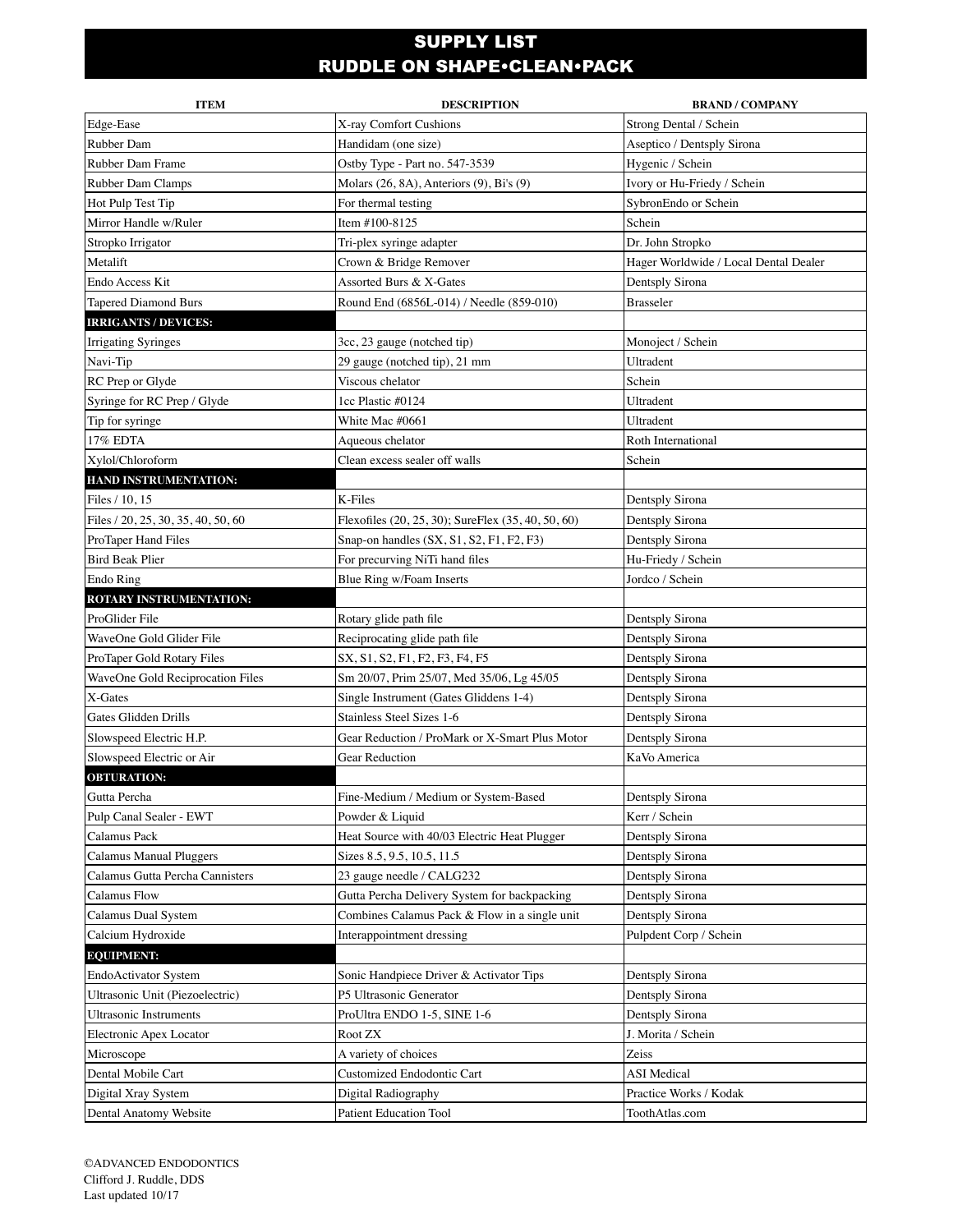# SUPPLY LIST
# RUDDLE ON SHAPE•CLEAN•PACK

| ITEM | DESCRIPTION | BRAND / COMPANY |
|---|---|---|
| Edge-Ease | X-ray Comfort Cushions | Strong Dental / Schein |
| Rubber Dam | Handidam (one size) | Aseptico / Dentsply Sirona |
| Rubber Dam Frame | Ostby Type - Part no. 547-3539 | Hygenic / Schein |
| Rubber Dam Clamps | Molars (26, 8A), Anteriors (9), Bi's (9) | Ivory or Hu-Friedy / Schein |
| Hot Pulp Test Tip | For thermal testing | SybronEndo or Schein |
| Mirror Handle w/Ruler | Item #100-8125 | Schein |
| Stropko Irrigator | Tri-plex syringe adapter | Dr. John Stropko |
| Metalift | Crown & Bridge Remover | Hager Worldwide / Local Dental Dealer |
| Endo Access Kit | Assorted Burs & X-Gates | Dentsply Sirona |
| Tapered Diamond Burs | Round End (6856L-014) / Needle (859-010) | Brasseler |
| **IRRIGANTS / DEVICES:** | | |
| Irrigating Syringes | 3cc, 23 gauge (notched tip) | Monoject / Schein |
| Navi-Tip | 29 gauge (notched tip), 21 mm | Ultradent |
| RC Prep or Glyde | Viscous chelator | Schein |
| Syringe for RC Prep / Glyde | 1cc Plastic #0124 | Ultradent |
| Tip for syringe | White Mac #0661 | Ultradent |
| 17% EDTA | Aqueous chelator | Roth International |
| Xylol/Chloroform | Clean excess sealer off walls | Schein |
| **HAND INSTRUMENTATION:** | | |
| Files / 10, 15 | K-Files | Dentsply Sirona |
| Files / 20, 25, 30, 35, 40, 50, 60 | Flexofiles (20, 25, 30); SureFlex (35, 40, 50, 60) | Dentsply Sirona |
| ProTaper Hand Files | Snap-on handles (SX, S1, S2, F1, F2, F3) | Dentsply Sirona |
| Bird Beak Plier | For precurving NiTi hand files | Hu-Friedy / Schein |
| Endo Ring | Blue Ring w/Foam Inserts | Jordco / Schein |
| **ROTARY INSTRUMENTATION:** | | |
| ProGlider File | Rotary glide path file | Dentsply Sirona |
| WaveOne Gold Glider File | Reciprocating glide path file | Dentsply Sirona |
| ProTaper Gold Rotary Files | SX, S1, S2, F1, F2, F3, F4, F5 | Dentsply Sirona |
| WaveOne Gold Reciprocation Files | Sm 20/07, Prim 25/07, Med 35/06, Lg 45/05 | Dentsply Sirona |
| X-Gates | Single Instrument (Gates Gliddens 1-4) | Dentsply Sirona |
| Gates Glidden Drills | Stainless Steel Sizes 1-6 | Dentsply Sirona |
| Slowspeed Electric H.P. | Gear Reduction / ProMark or X-Smart Plus Motor | Dentsply Sirona |
| Slowspeed Electric or Air | Gear Reduction | KaVo America |
| **OBTURATION:** | | |
| Gutta Percha | Fine-Medium / Medium or System-Based | Dentsply Sirona |
| Pulp Canal Sealer - EWT | Powder & Liquid | Kerr / Schein |
| Calamus Pack | Heat Source with 40/03 Electric Heat Plugger | Dentsply Sirona |
| Calamus Manual Pluggers | Sizes 8.5, 9.5, 10.5, 11.5 | Dentsply Sirona |
| Calamus Gutta Percha Cannisters | 23 gauge needle / CALG232 | Dentsply Sirona |
| Calamus Flow | Gutta Percha Delivery System for backpacking | Dentsply Sirona |
| Calamus Dual System | Combines Calamus Pack & Flow in a single unit | Dentsply Sirona |
| Calcium Hydroxide | Interappointment dressing | Pulpdent Corp / Schein |
| **EQUIPMENT:** | | |
| EndoActivator System | Sonic Handpiece Driver & Activator Tips | Dentsply Sirona |
| Ultrasonic Unit (Piezoelectric) | P5 Ultrasonic Generator | Dentsply Sirona |
| Ultrasonic Instruments | ProUltra ENDO 1-5, SINE 1-6 | Dentsply Sirona |
| Electronic Apex Locator | Root ZX | J. Morita / Schein |
| Microscope | A variety of choices | Zeiss |
| Dental Mobile Cart | Customized Endodontic Cart | ASI Medical |
| Digital Xray System | Digital Radiography | Practice Works / Kodak |
| Dental Anatomy Website | Patient Education Tool | ToothAtlas.com |

©ADVANCED ENDODONTICS
Clifford J. Ruddle, DDS
Last updated 10/17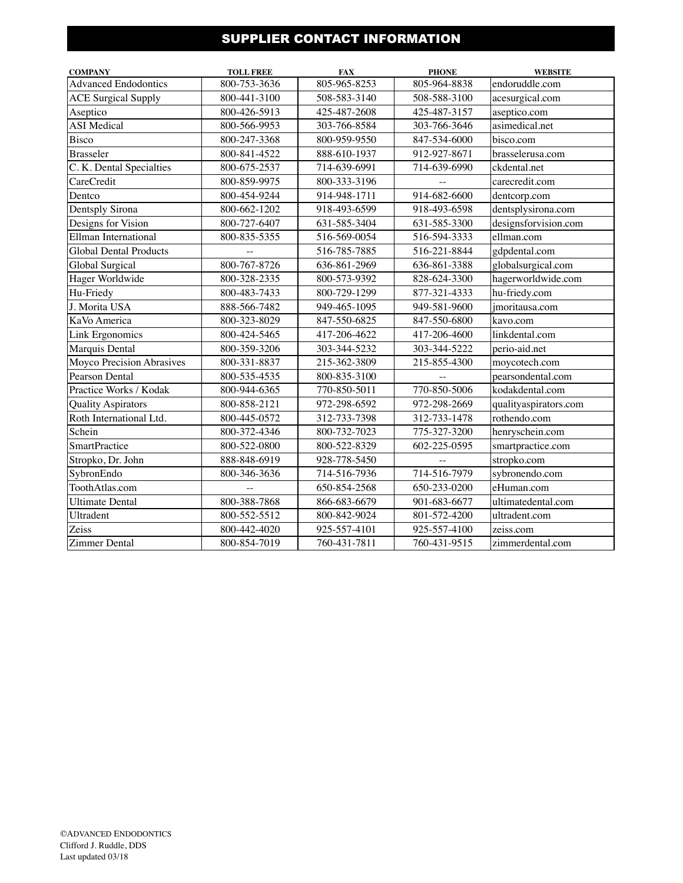## SUPPLIER CONTACT INFORMATION

| COMPANY | TOLL FREE | FAX | PHONE | WEBSITE |
|---|---|---|---|---|
| Advanced Endodontics | 800-753-3636 | 805-965-8253 | 805-964-8838 | endoruddle.com |
| ACE Surgical Supply | 800-441-3100 | 508-583-3140 | 508-588-3100 | acesurgical.com |
| Aseptico | 800-426-5913 | 425-487-2608 | 425-487-3157 | aseptico.com |
| ASI Medical | 800-566-9953 | 303-766-8584 | 303-766-3646 | asimedical.net |
| Bisco | 800-247-3368 | 800-959-9550 | 847-534-6000 | bisco.com |
| Brasseler | 800-841-4522 | 888-610-1937 | 912-927-8671 | brasselerusa.com |
| C. K. Dental Specialties | 800-675-2537 | 714-639-6991 | 714-639-6990 | ckdental.net |
| CareCredit | 800-859-9975 | 800-333-3196 | -- | carecredit.com |
| Dentco | 800-454-9244 | 914-948-1711 | 914-682-6600 | dentcorp.com |
| Dentsply Sirona | 800-662-1202 | 918-493-6599 | 918-493-6598 | dentsplysirona.com |
| Designs for Vision | 800-727-6407 | 631-585-3404 | 631-585-3300 | designsforvision.com |
| Ellman International | 800-835-5355 | 516-569-0054 | 516-594-3333 | ellman.com |
| Global Dental Products | -- | 516-785-7885 | 516-221-8844 | gdpdental.com |
| Global Surgical | 800-767-8726 | 636-861-2969 | 636-861-3388 | globalsurgical.com |
| Hager Worldwide | 800-328-2335 | 800-573-9392 | 828-624-3300 | hagerworldwide.com |
| Hu-Friedy | 800-483-7433 | 800-729-1299 | 877-321-4333 | hu-friedy.com |
| J. Morita USA | 888-566-7482 | 949-465-1095 | 949-581-9600 | jmoritausa.com |
| KaVo America | 800-323-8029 | 847-550-6825 | 847-550-6800 | kavo.com |
| Link Ergonomics | 800-424-5465 | 417-206-4622 | 417-206-4600 | linkdental.com |
| Marquis Dental | 800-359-3206 | 303-344-5232 | 303-344-5222 | perio-aid.net |
| Moyco Precision Abrasives | 800-331-8837 | 215-362-3809 | 215-855-4300 | moycotech.com |
| Pearson Dental | 800-535-4535 | 800-835-3100 | -- | pearsondental.com |
| Practice Works / Kodak | 800-944-6365 | 770-850-5011 | 770-850-5006 | kodakdental.com |
| Quality Aspirators | 800-858-2121 | 972-298-6592 | 972-298-2669 | qualityaspirators.com |
| Roth International Ltd. | 800-445-0572 | 312-733-7398 | 312-733-1478 | rothendo.com |
| Schein | 800-372-4346 | 800-732-7023 | 775-327-3200 | henryschein.com |
| SmartPractice | 800-522-0800 | 800-522-8329 | 602-225-0595 | smartpractice.com |
| Stropko, Dr. John | 888-848-6919 | 928-778-5450 | -- | stropko.com |
| SybronEndo | 800-346-3636 | 714-516-7936 | 714-516-7979 | sybronendo.com |
| ToothAtlas.com | -- | 650-854-2568 | 650-233-0200 | eHuman.com |
| Ultimate Dental | 800-388-7868 | 866-683-6679 | 901-683-6677 | ultimatedental.com |
| Ultradent | 800-552-5512 | 800-842-9024 | 801-572-4200 | ultradent.com |
| Zeiss | 800-442-4020 | 925-557-4101 | 925-557-4100 | zeiss.com |
| Zimmer Dental | 800-854-7019 | 760-431-7811 | 760-431-9515 | zimmerdental.com |

©ADVANCED ENDODONTICS
Clifford J. Ruddle, DDS
Last updated 03/18